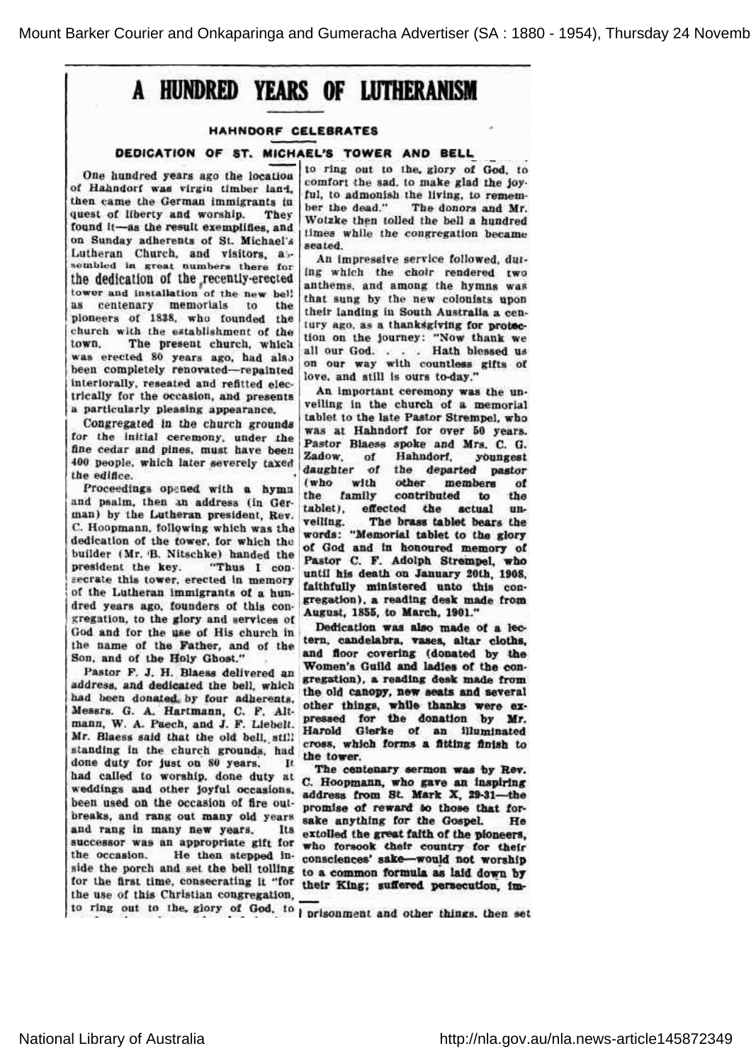# A HUNDRED YEARS OF LUTHERANISM

### HAHNDORF CELEBRATES

### DEDICATION OF ST. MICHAEL'S TOWER AND BELL

One hundred years ago the location of Hahndorf was virgin timber land, then came the German immigrants in quest of liberty and worship. They found it—as the result exemplifies, and on Sunday adherents of St. Michael's Lutheran Church, and visitors, assembled in great numbers there for the dedication of the recently-erected tower and installation of the new bell as centenary memorials to the pioneers of 1838, who founded the church with the establishment of the town. The present church, which was erected 80 years ago, had also been completely renovated—repainted interiorally, reseated and refitted electrically for the occasion, and presents a particularly pleasing appearance.

Congregated in the church grounds for the initial ceremony, under the fine cedar and pines, must have been 400 people, which later severely taxed the edifice.

Proceedings opened with a hymn and psalm, then an address (in German) by the Lutheran president, Rev. C. Hoopmann, following which was the dedication of the tower, for which the builder (Mr. B. Nitschke) handed the president the key. "Thus I consecrate this tower, erected in memory of the Lutheran immigrants of a hundred years ago, founders of this congregation, to the glory and services of God and for the use of His church in the name of the Father, and of the Son, and of the Holy Ghost."

Pastor F. J. H. Blaess delivered an address, and dedicated the bell, which had been donated by four adherents, Messrs. G. A. Hartmann, C. F. Altmann, W. A. Paech, and J. F. Liebelt. Mr. Blaess said that the old bell, still standing in the church grounds, had done duty for just on 80 years. It had called to worship, done duty at weddings and other joyful occasions, been used on the occasion of fire outbreaks, and rang out many old years and rang in many new years. Its successor was an appropriate gift for the occasion. He then stepped inside the porch and set the bell tolling for the first time, consecrating it "for the use of this Christian congregation, to ring out to the glory of God, to comfort the sad, to make glad the joyful, to admonish the living, to remember the dead." The donors and Mr. Wotzke then tolled the bell a hundred times while the congregation became seated.

An impressive service followed, during which the choir rendered two anthems, and among the hymns was that sung by the new colonists upon their landing in South Australia a century ago, as a thanksgiving for protection on the journey: "Now thank we all our God. . . . Hath blessed us on our way with countless gifts of love, and still is ours to-day."

An important ceremony was the unveiling in the church of a memorial tablet to the late Pastor Strempel, who was at Hahndorf for over 50 years. Pastor Blaess spoke and Mrs. C. G. Zadow, of Hahndorf, youngest daughter of the departed pastor (who with other members of the family contributed to the tablet), effected the actual unveiling. The brass tablet bears the words: "Memorial tablet to the glory of God and in honoured memory of Pastor C. F. Adolph Strempel, who until his death on January 20th, 1908, faithfully ministered unto this congregation), a reading desk made from August, 1855, to March, 1901."

Dedication was also made of a lectern, candelabra, vases, altar cloths, and floor covering (donated by the Women's Guild and ladies of the congregation), a reading desk made from the old canopy, new seats and several other things, while thanks were expressed for the donation by Mr. Harold Gierke of an illuminated cross, which forms a fitting finish to the tower.

The centenary sermon was by Rev. C. Hoopmann, who gave an inspiring address from St. Mark X, 29-31—the promise of reward to those that forsake anything for the Gospel. He extolled the great faith of the pioneers, who forsook their country for their consciences' sake—would not worship to a common formula as laid down by their King; suffered persecution, imprisonment and other things, then set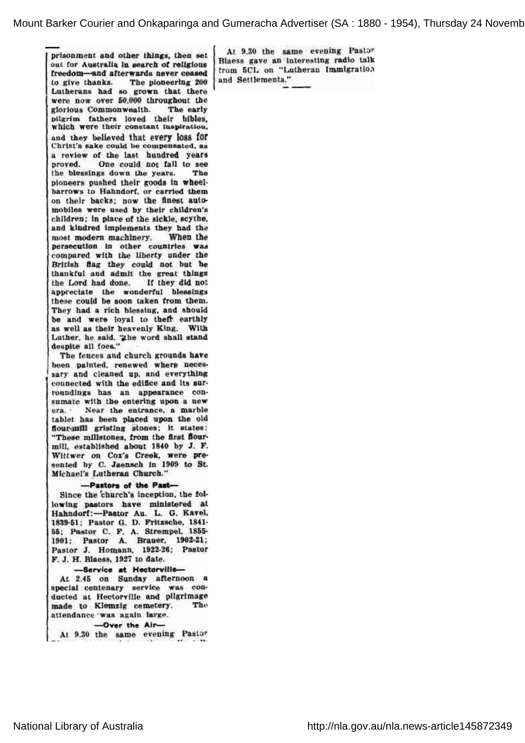prisonment and other things, then set out for Australia in search of religious freedom—and afterwards never ceased to give thanks. The pioneering 200 Lutherans had so grown that there were now over 50,000 throughout the glorious Commonwealth. The early pilgrim fathers loved their bibles, which were their constant inspiration, and they believed that every loss for Christ's sake could be compensated, as a review of the last hundred years proved. One could not fail to see the blessings down the years. The pioneers pushed their goods in wheelbarrows to Hahndorf, or carried them on their backs; now the finest automobiles were used by their children's children; in place of the sickle, scythe, and kindred implements they had the most modern machinery. When the persecution in other countries was compared with the liberty under the British flag they could not but be thankful and admit the great things the Lord had done. If they did not appreciate the wonderful blessings these could be soon taken from them. They had a rich blessing, and should be and were loyal to their earthly as well as their heavenly King. With Luther, he said, "the word shall stand despite all foes."

The fences and church grounds have been painted, renewed where necessary and cleaned up, and everything connected with the edifice and its surroundings has an appearance consummate with the entering upon a new era. Near the entrance, a marble tablet has been placed upon the old flour-mill gristing stones; it states: "These millstones, from the first flourmill, established about 1840 by J. F. Wittwer on Cox's Creek, were presented by C. Jaensch in 1909 to St. Michael's Lutheran Church."

**—Pastors of the Past—**

Since the church's inception, the following pastors have ministered at Hahndorf:—Pastor Au. L. G. Kavel, 1839-51; Pastor G. D. Fritzsche, 1841-55; Pastor C. F. A. Strempel, 1855-1901; Pastor A. Brauer, 1902-21; Pastor J. Homann, 1922-26; Pastor F. J. H. Blaess, 1927 to date.

**—Service at Hectorville—**

At 2.45 on Sunday afternoon a special centenary service was conducted at Hectorville and pilgrimage made to Klemzig cemetery. The attendance was again large.

**—Over the Air—**

At 9.30 the same evening Pastor Blaess gave an interesting radio talk from 5CL on "Lutheran Immigration and Settlements."